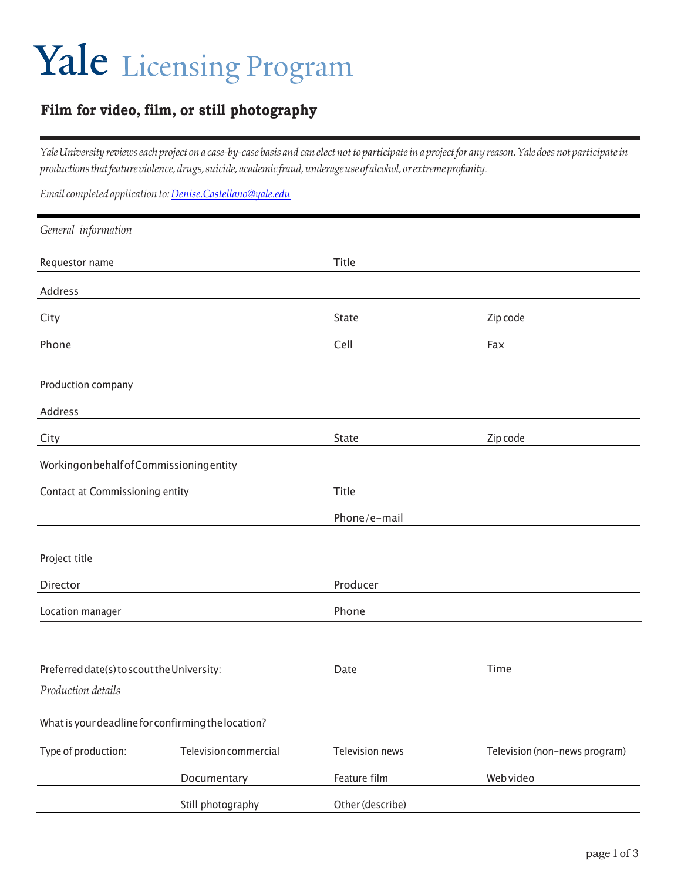# Yale Licensing Program

## Film for video, film, or still photography

*Yale University reviews each project on a case-by-case basis and can elect not to participate in a project for any reason. Yale does not participate in productions that feature violence, drugs, suicide, academic fraud, underage use of alcohol, or extreme profanity.*

*Email completed application to: [Denise.Castellano@yale.edu](mailto:Denise.Castellano@yale.edu)*

---

*General information*

| | | |
|---|---|---|
| Requestor name | Title | |
| Address | | |
| City | State | Zip code |
| Phone | Cell | Fax |

| | | |
|---|---|---|
| Production company | | |
| Address | | |
| City | State | Zip code |
| Working on behalf of Commissioning entity | | |
| Contact at Commissioning entity | Title | |
| | Phone/e-mail | |

| | |
|---|---|
| Project title | |
| Director | Producer |
| Location manager | Phone |

| | | |
|---|---|---|
| Preferred date(s) to scout the University: | Date | Time |

*Production details*

What is your deadline for confirming the location?

| | | | |
|---|---|---|---|
| Type of production: | Television commercial | Television news | Television (non-news program) |
| | Documentary | Feature film | Web video |
| | Still photography | Other (describe) | |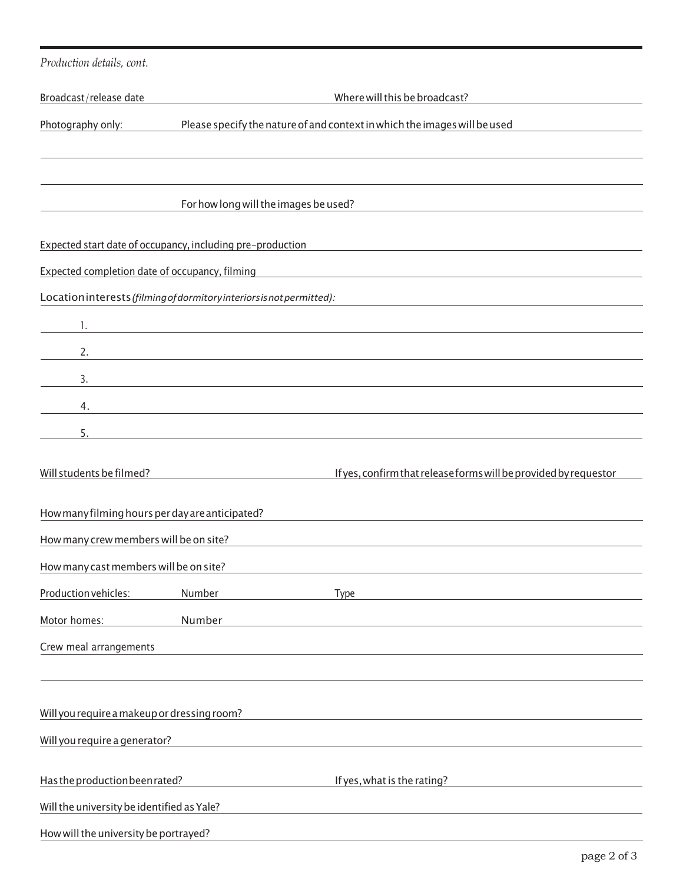*Production details, cont.*

Broadcast/release date ______________________ Where will this be broadcast? ______________________

Photography only: Please specify the nature of and context in which the images will be used

______________________

______________________

For how long will the images be used? ______________________

Expected start date of occupancy, including pre-production ______________________

Expected completion date of occupancy, filming ______________________

Location interests *(filming of dormitory interiors is not permitted):*

1. ______________________
2. ______________________
3. ______________________
4. ______________________
5. ______________________

Will students be filmed? ______________________ If yes, confirm that release forms will be provided by requestor ______________________

How many filming hours per day are anticipated? ______________________

How many crew members will be on site? ______________________

How many cast members will be on site? ______________________

Production vehicles: Number ______________________ Type ______________________

Motor homes: Number ______________________

Crew meal arrangements ______________________

______________________

Will you require a makeup or dressing room? ______________________

Will you require a generator? ______________________

Has the production been rated? ______________________ If yes, what is the rating? ______________________

Will the university be identified as Yale? ______________________

How will the university be portrayed? ______________________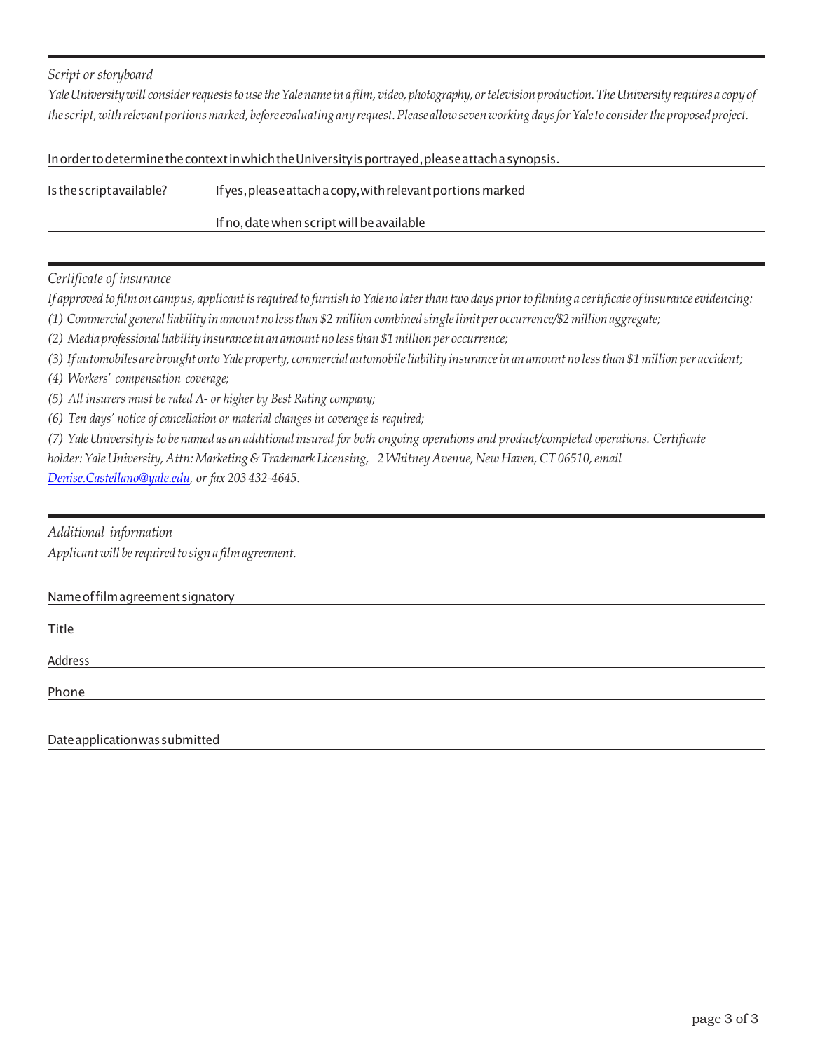*Script or storyboard*

*Yale University will consider requests to use the Yale name in a film, video, photography, or television production. The University requires a copy of the script, with relevant portions marked, before evaluating any request. Please allow seven working days for Yale to consider the proposed project.*

In order to determine the context in which the University is portrayed, please attach a synopsis.

Is the script available? If yes, please attach a copy, with relevant portions marked

If no, date when script will be available

*Certificate of insurance*

*If approved to film on campus, applicant is required to furnish to Yale no later than two days prior to filming a certificate of insurance evidencing:*

*(1) Commercial general liability in amount no less than $2 million combined single limit per occurrence/$2 million aggregate;*

*(2) Media professional liability insurance in an amount no less than $1 million per occurrence;*

*(3) If automobiles are brought onto Yale property, commercial automobile liability insurance in an amount no less than $1 million per accident;*

*(4) Workers' compensation coverage;*

*(5) All insurers must be rated A- or higher by Best Rating company;*

*(6) Ten days' notice of cancellation or material changes in coverage is required;*

*(7) Yale University is to be named as an additional insured for both ongoing operations and product/completed operations. Certificate holder: Yale University, Attn: Marketing & Trademark Licensing, 2 Whitney Avenue, New Haven, CT 06510, email [Denise.Castellano@yale.edu](mailto:Denise.Castellano@yale.edu), or fax 203 432-4645.*

*Additional information*

*Applicant will be required to sign a film agreement.*

Name of film agreement signatory

Title

Address

Phone

Date application was submitted